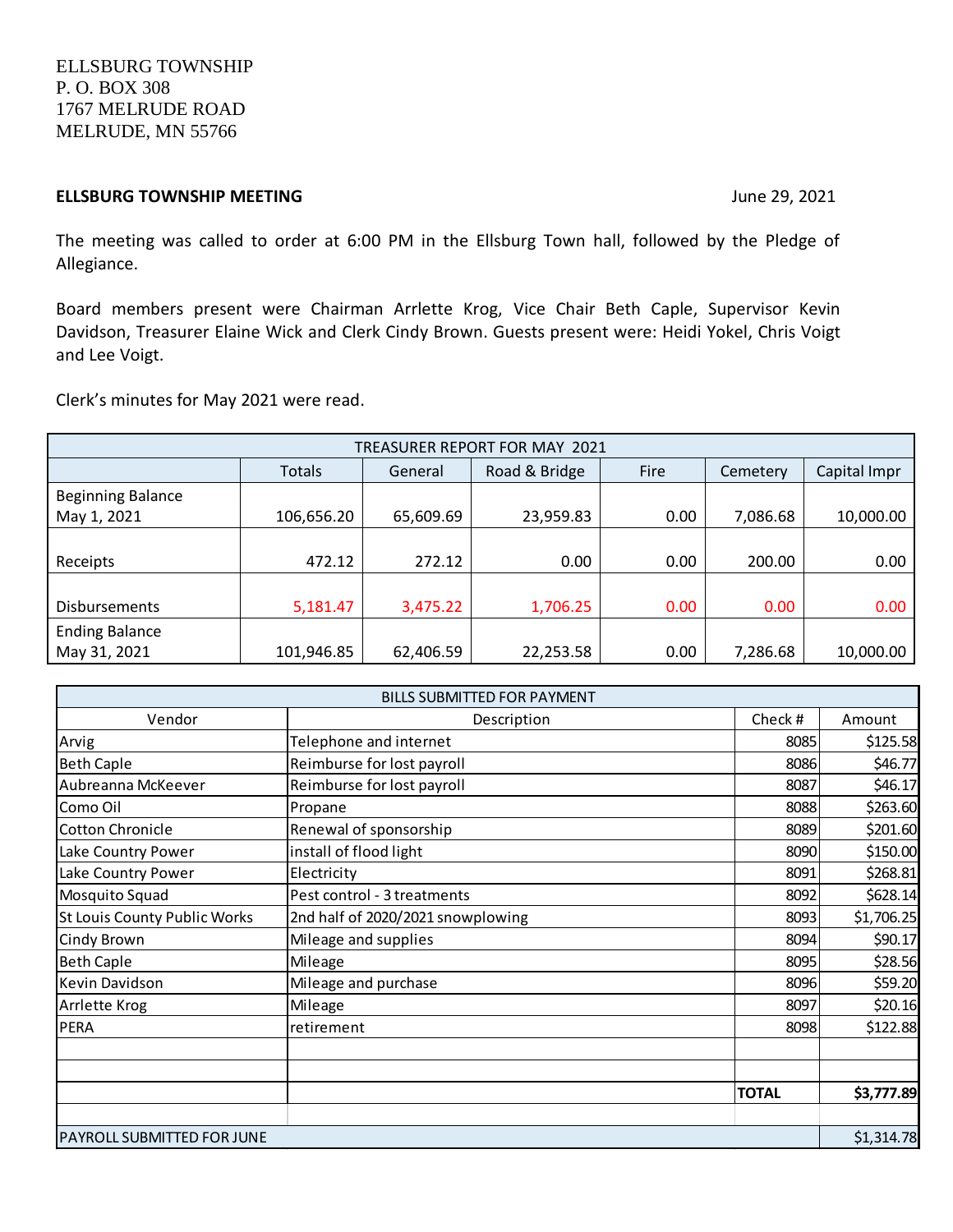ELLSBURG TOWNSHIP
P. O. BOX 308
1767 MELRUDE ROAD
MELRUDE, MN 55766

**ELLSBURG TOWNSHIP MEETING** June 29, 2021

The meeting was called to order at 6:00 PM in the Ellsburg Town hall, followed by the Pledge of Allegiance.

Board members present were Chairman Arrlette Krog, Vice Chair Beth Caple, Supervisor Kevin Davidson, Treasurer Elaine Wick and Clerk Cindy Brown. Guests present were: Heidi Yokel, Chris Voigt and Lee Voigt.

Clerk's minutes for May 2021 were read.

| TREASURER REPORT FOR MAY 2021 | | | | | | |
|---|---|---|---|---|---|---|
| | Totals | General | Road & Bridge | Fire | Cemetery | Capital Impr |
| Beginning Balance May 1, 2021 | 106,656.20 | 65,609.69 | 23,959.83 | 0.00 | 7,086.68 | 10,000.00 |
| Receipts | 472.12 | 272.12 | 0.00 | 0.00 | 200.00 | 0.00 |
| Disbursements | 5,181.47 | 3,475.22 | 1,706.25 | 0.00 | 0.00 | 0.00 |
| Ending Balance May 31, 2021 | 101,946.85 | 62,406.59 | 22,253.58 | 0.00 | 7,286.68 | 10,000.00 |

| BILLS SUBMITTED FOR PAYMENT | | | |
|---|---|---|---|
| Vendor | Description | Check # | Amount |
| Arvig | Telephone and internet | 8085 | $125.58 |
| Beth Caple | Reimburse for lost payroll | 8086 | $46.77 |
| Aubreanna McKeever | Reimburse for lost payroll | 8087 | $46.17 |
| Como Oil | Propane | 8088 | $263.60 |
| Cotton Chronicle | Renewal of sponsorship | 8089 | $201.60 |
| Lake Country Power | install of flood light | 8090 | $150.00 |
| Lake Country Power | Electricity | 8091 | $268.81 |
| Mosquito Squad | Pest control - 3 treatments | 8092 | $628.14 |
| St Louis County Public Works | 2nd half of 2020/2021 snowplowing | 8093 | $1,706.25 |
| Cindy Brown | Mileage and supplies | 8094 | $90.17 |
| Beth Caple | Mileage | 8095 | $28.56 |
| Kevin Davidson | Mileage and purchase | 8096 | $59.20 |
| Arrlette Krog | Mileage | 8097 | $20.16 |
| PERA | retirement | 8098 | $122.88 |
| | | | |
| | | | |
| | | **TOTAL** | **$3,777.89** |
| | | | |
| PAYROLL SUBMITTED FOR JUNE | | | $1,314.78 |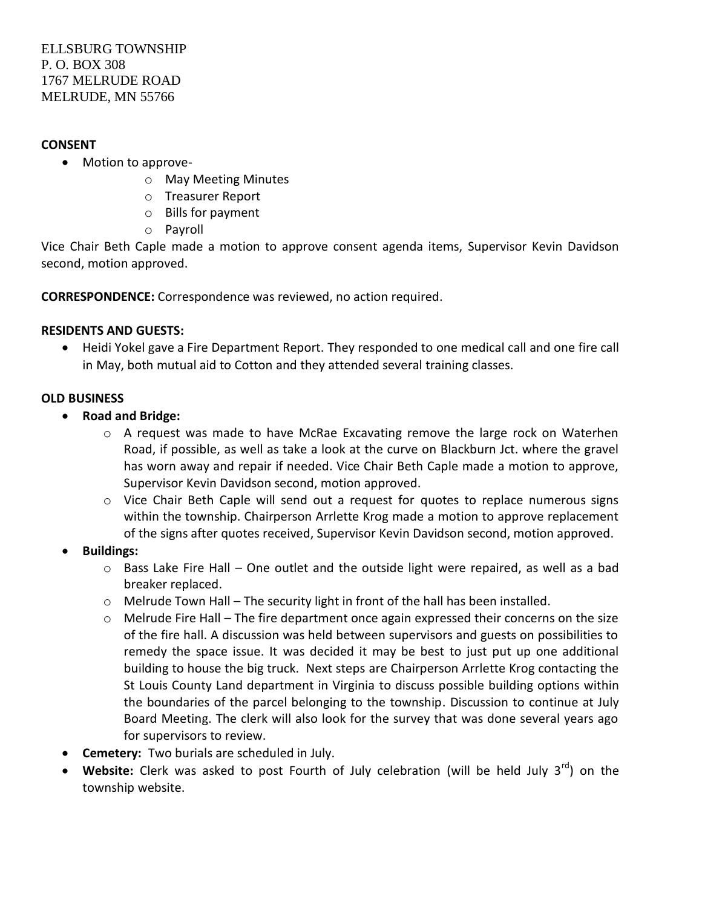ELLSBURG TOWNSHIP
P. O. BOX 308
1767 MELRUDE ROAD
MELRUDE, MN 55766

**CONSENT**

- Motion to approve-
    - May Meeting Minutes
    - Treasurer Report
    - Bills for payment
    - Payroll

Vice Chair Beth Caple made a motion to approve consent agenda items, Supervisor Kevin Davidson second, motion approved.

**CORRESPONDENCE:** Correspondence was reviewed, no action required.

**RESIDENTS AND GUESTS:**

- Heidi Yokel gave a Fire Department Report. They responded to one medical call and one fire call in May, both mutual aid to Cotton and they attended several training classes.

**OLD BUSINESS**

- **Road and Bridge:**
    - A request was made to have McRae Excavating remove the large rock on Waterhen Road, if possible, as well as take a look at the curve on Blackburn Jct. where the gravel has worn away and repair if needed. Vice Chair Beth Caple made a motion to approve, Supervisor Kevin Davidson second, motion approved.
    - Vice Chair Beth Caple will send out a request for quotes to replace numerous signs within the township. Chairperson Arrlette Krog made a motion to approve replacement of the signs after quotes received, Supervisor Kevin Davidson second, motion approved.
- **Buildings:**
    - Bass Lake Fire Hall – One outlet and the outside light were repaired, as well as a bad breaker replaced.
    - Melrude Town Hall – The security light in front of the hall has been installed.
    - Melrude Fire Hall – The fire department once again expressed their concerns on the size of the fire hall. A discussion was held between supervisors and guests on possibilities to remedy the space issue. It was decided it may be best to just put up one additional building to house the big truck. Next steps are Chairperson Arrlette Krog contacting the St Louis County Land department in Virginia to discuss possible building options within the boundaries of the parcel belonging to the township. Discussion to continue at July Board Meeting. The clerk will also look for the survey that was done several years ago for supervisors to review.
- **Cemetery:** Two burials are scheduled in July.
- **Website:** Clerk was asked to post Fourth of July celebration (will be held July 3rd) on the township website.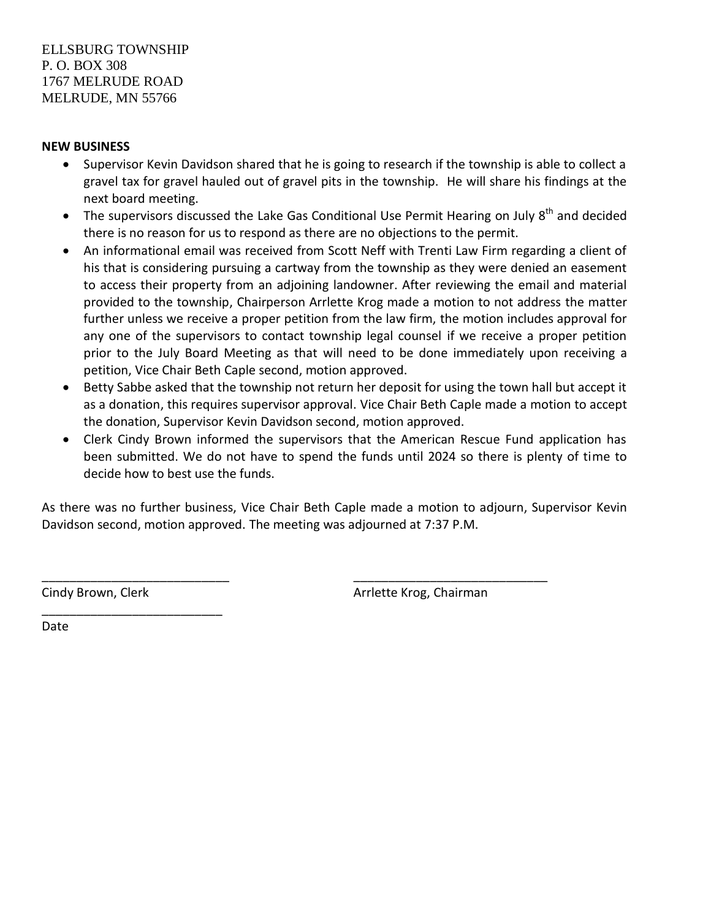ELLSBURG TOWNSHIP
P. O. BOX 308
1767 MELRUDE ROAD
MELRUDE, MN 55766

**NEW BUSINESS**

- Supervisor Kevin Davidson shared that he is going to research if the township is able to collect a gravel tax for gravel hauled out of gravel pits in the township. He will share his findings at the next board meeting.
- The supervisors discussed the Lake Gas Conditional Use Permit Hearing on July 8th and decided there is no reason for us to respond as there are no objections to the permit.
- An informational email was received from Scott Neff with Trenti Law Firm regarding a client of his that is considering pursuing a cartway from the township as they were denied an easement to access their property from an adjoining landowner. After reviewing the email and material provided to the township, Chairperson Arrlette Krog made a motion to not address the matter further unless we receive a proper petition from the law firm, the motion includes approval for any one of the supervisors to contact township legal counsel if we receive a proper petition prior to the July Board Meeting as that will need to be done immediately upon receiving a petition, Vice Chair Beth Caple second, motion approved.
- Betty Sabbe asked that the township not return her deposit for using the town hall but accept it as a donation, this requires supervisor approval. Vice Chair Beth Caple made a motion to accept the donation, Supervisor Kevin Davidson second, motion approved.
- Clerk Cindy Brown informed the supervisors that the American Rescue Fund application has been submitted. We do not have to spend the funds until 2024 so there is plenty of time to decide how to best use the funds.

As there was no further business, Vice Chair Beth Caple made a motion to adjourn, Supervisor Kevin Davidson second, motion approved. The meeting was adjourned at 7:37 P.M.

\_\_\_\_\_\_\_\_\_\_\_\_\_\_\_\_\_\_\_\_\_\_\_\_\_\_\_\_
Cindy Brown, Clerk

\_\_\_\_\_\_\_\_\_\_\_\_\_\_\_\_\_\_\_\_\_\_\_\_\_\_\_\_
Arrlette Krog, Chairman

\_\_\_\_\_\_\_\_\_\_\_\_\_\_\_\_\_\_\_\_\_\_\_\_\_\_\_\_
Date